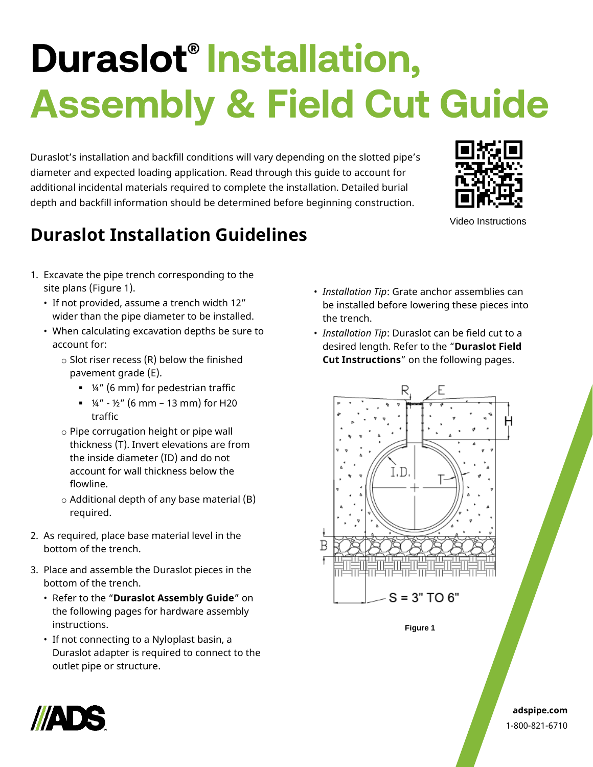# Duraslot® Installation, Assembly & Field Cut Guide

Duraslot's installation and backfill conditions will vary depending on the slotted pipe's diameter and expected loading application. Read through this guide to account for additional incidental materials required to complete the installation. Detailed burial depth and backfill information should be determined before beginning construction.

Video Instructions

## Duraslot Installation Guidelines

1. Excavate the pipe trench corresponding to the site plans (Figure 1).
   - If not provided, assume a trench width 12" wider than the pipe diameter to be installed.
   - When calculating excavation depths be sure to account for:
     - Slot riser recess (R) below the finished pavement grade (E).
       - ¼" (6 mm) for pedestrian traffic
       - ¼" - ½" (6 mm – 13 mm) for H20 traffic
     - Pipe corrugation height or pipe wall thickness (T). Invert elevations are from the inside diameter (ID) and do not account for wall thickness below the flowline.
     - Additional depth of any base material (B) required.
2. As required, place base material level in the bottom of the trench.
3. Place and assemble the Duraslot pieces in the bottom of the trench.
   - Refer to the "**Duraslot Assembly Guide**" on the following pages for hardware assembly instructions.
   - If not connecting to a Nyloplast basin, a Duraslot adapter is required to connect to the outlet pipe or structure.

- *Installation Tip*: Grate anchor assemblies can be installed before lowering these pieces into the trench.
- *Installation Tip*: Duraslot can be field cut to a desired length. Refer to the "**Duraslot Field Cut Instructions**" on the following pages.

R, E, H, I.D., T, B

S = 3" TO 6"

Figure 1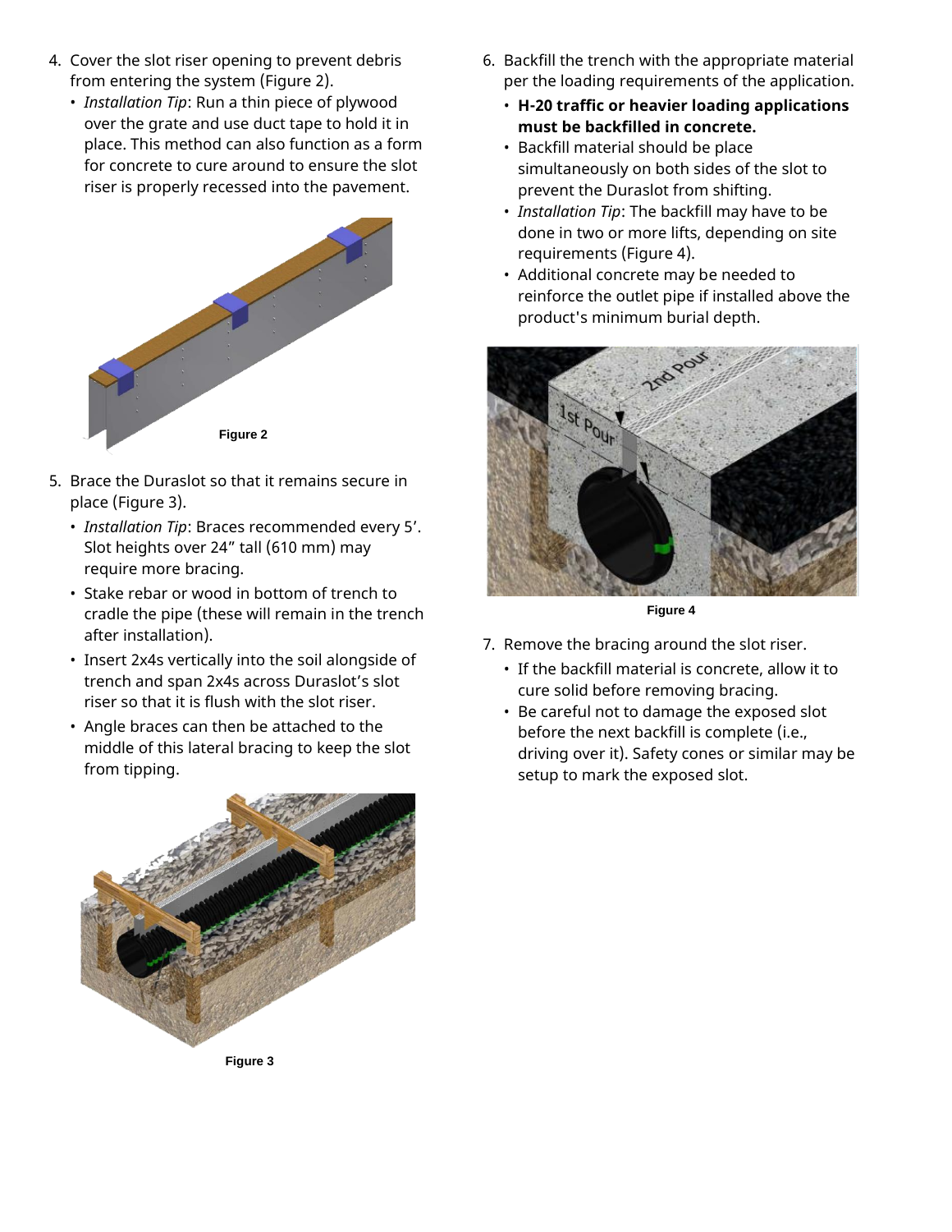4. Cover the slot riser opening to prevent debris from entering the system (Figure 2).
   - *Installation Tip*: Run a thin piece of plywood over the grate and use duct tape to hold it in place. This method can also function as a form for concrete to cure around to ensure the slot riser is properly recessed into the pavement.

Figure 2

5. Brace the Duraslot so that it remains secure in place (Figure 3).
   - *Installation Tip*: Braces recommended every 5'. Slot heights over 24" tall (610 mm) may require more bracing.
   - Stake rebar or wood in bottom of trench to cradle the pipe (these will remain in the trench after installation).
   - Insert 2x4s vertically into the soil alongside of trench and span 2x4s across Duraslot's slot riser so that it is flush with the slot riser.
   - Angle braces can then be attached to the middle of this lateral bracing to keep the slot from tipping.

Figure 3

6. Backfill the trench with the appropriate material per the loading requirements of the application.
   - **H-20 traffic or heavier loading applications must be backfilled in concrete.**
   - Backfill material should be place simultaneously on both sides of the slot to prevent the Duraslot from shifting.
   - *Installation Tip*: The backfill may have to be done in two or more lifts, depending on site requirements (Figure 4).
   - Additional concrete may be needed to reinforce the outlet pipe if installed above the product's minimum burial depth.

Figure 4

7. Remove the bracing around the slot riser.
   - If the backfill material is concrete, allow it to cure solid before removing bracing.
   - Be careful not to damage the exposed slot before the next backfill is complete (i.e., driving over it). Safety cones or similar may be setup to mark the exposed slot.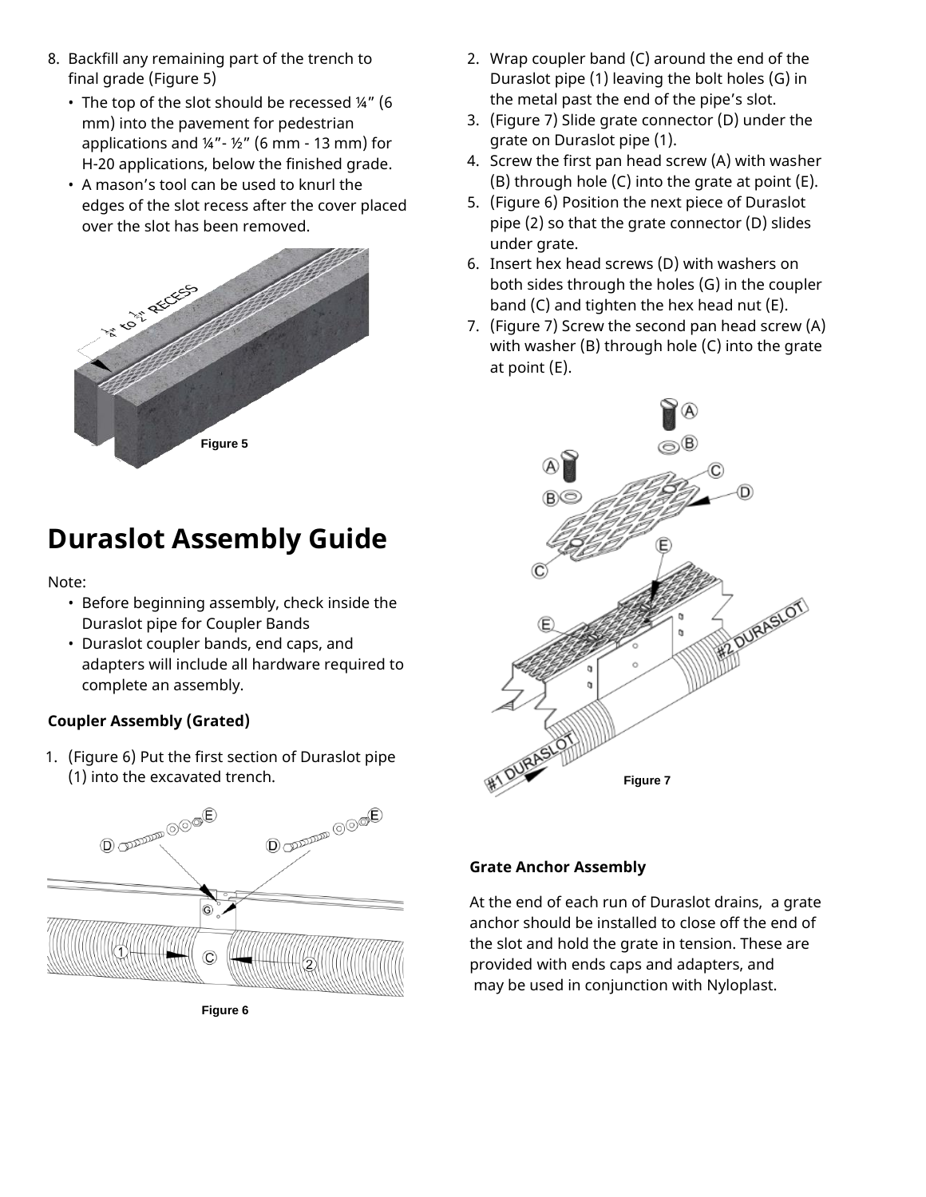8. Backfill any remaining part of the trench to final grade (Figure 5)
   - The top of the slot should be recessed ¼" (6 mm) into the pavement for pedestrian applications and ¼"- ½" (6 mm - 13 mm) for H-20 applications, below the finished grade.
   - A mason's tool can be used to knurl the edges of the slot recess after the cover placed over the slot has been removed.

Figure 5

## Duraslot Assembly Guide

Note:

- Before beginning assembly, check inside the Duraslot pipe for Coupler Bands
- Duraslot coupler bands, end caps, and adapters will include all hardware required to complete an assembly.

### Coupler Assembly (Grated)

1. (Figure 6) Put the first section of Duraslot pipe (1) into the excavated trench.

Figure 6

2. Wrap coupler band (C) around the end of the Duraslot pipe (1) leaving the bolt holes (G) in the metal past the end of the pipe's slot.
3. (Figure 7) Slide grate connector (D) under the grate on Duraslot pipe (1).
4. Screw the first pan head screw (A) with washer (B) through hole (C) into the grate at point (E).
5. (Figure 6) Position the next piece of Duraslot pipe (2) so that the grate connector (D) slides under grate.
6. Insert hex head screws (D) with washers on both sides through the holes (G) in the coupler band (C) and tighten the hex head nut (E).
7. (Figure 7) Screw the second pan head screw (A) with washer (B) through hole (C) into the grate at point (E).

Figure 7

### Grate Anchor Assembly

At the end of each run of Duraslot drains, a grate anchor should be installed to close off the end of the slot and hold the grate in tension. These are provided with ends caps and adapters, and may be used in conjunction with Nyloplast.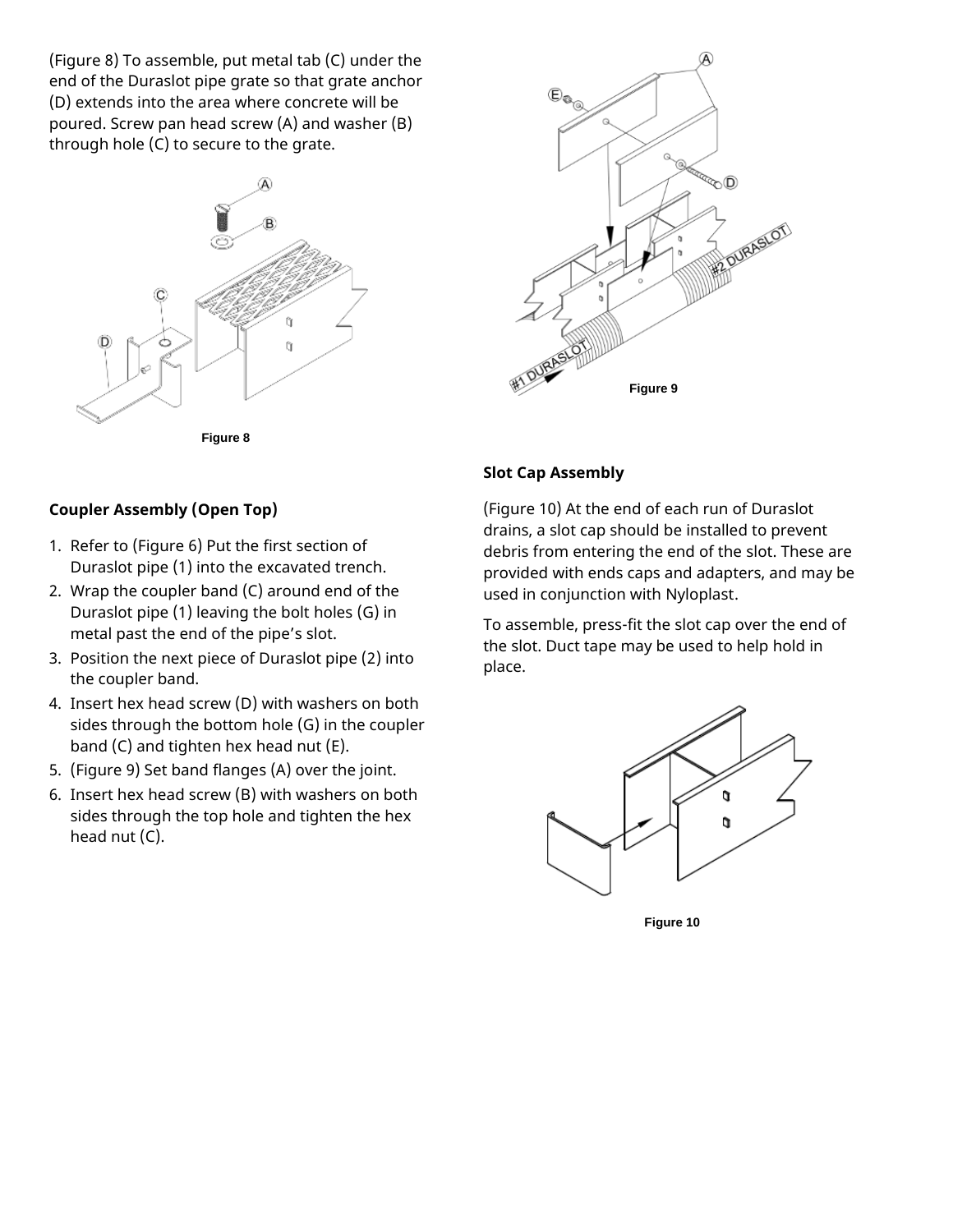(Figure 8) To assemble, put metal tab (C) under the end of the Duraslot pipe grate so that grate anchor (D) extends into the area where concrete will be poured. Screw pan head screw (A) and washer (B) through hole (C) to secure to the grate.

Figure 8

### Coupler Assembly (Open Top)

1. Refer to (Figure 6) Put the first section of Duraslot pipe (1) into the excavated trench.
2. Wrap the coupler band (C) around end of the Duraslot pipe (1) leaving the bolt holes (G) in metal past the end of the pipe's slot.
3. Position the next piece of Duraslot pipe (2) into the coupler band.
4. Insert hex head screw (D) with washers on both sides through the bottom hole (G) in the coupler band (C) and tighten hex head nut (E).
5. (Figure 9) Set band flanges (A) over the joint.
6. Insert hex head screw (B) with washers on both sides through the top hole and tighten the hex head nut (C).

Figure 9

### Slot Cap Assembly

(Figure 10) At the end of each run of Duraslot drains, a slot cap should be installed to prevent debris from entering the end of the slot. These are provided with ends caps and adapters, and may be used in conjunction with Nyloplast.

To assemble, press-fit the slot cap over the end of the slot. Duct tape may be used to help hold in place.

Figure 10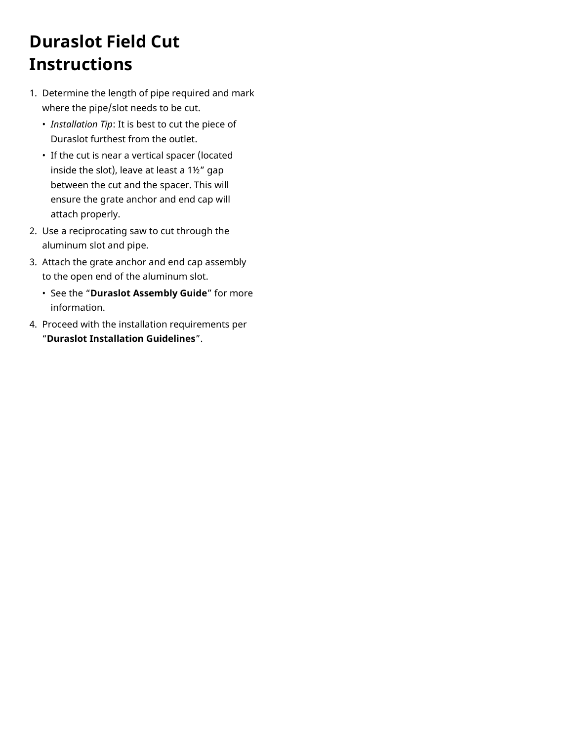# Duraslot Field Cut Instructions

1. Determine the length of pipe required and mark where the pipe/slot needs to be cut.
   - *Installation Tip*: It is best to cut the piece of Duraslot furthest from the outlet.
   - If the cut is near a vertical spacer (located inside the slot), leave at least a 1½” gap between the cut and the spacer. This will ensure the grate anchor and end cap will attach properly.
2. Use a reciprocating saw to cut through the aluminum slot and pipe.
3. Attach the grate anchor and end cap assembly to the open end of the aluminum slot.
   - See the “**Duraslot Assembly Guide**” for more information.
4. Proceed with the installation requirements per “**Duraslot Installation Guidelines**”.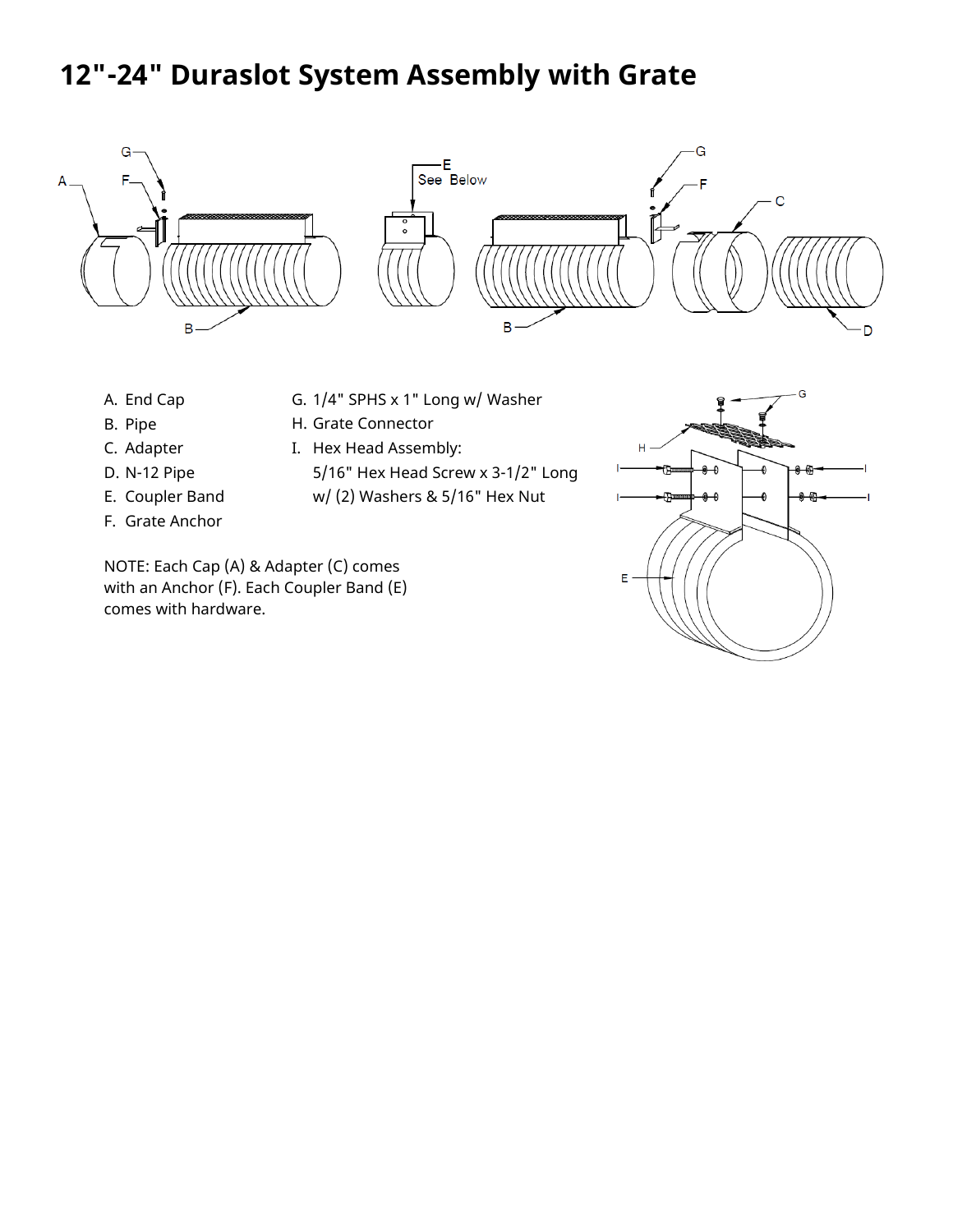# 12"-24" Duraslot System Assembly with Grate

A. End Cap
B. Pipe
C. Adapter
D. N-12 Pipe
E. Coupler Band
F. Grate Anchor

G. 1/4" SPHS x 1" Long w/ Washer
H. Grate Connector
I. Hex Head Assembly:
   5/16" Hex Head Screw x 3-1/2" Long w/ (2) Washers & 5/16" Hex Nut

NOTE: Each Cap (A) & Adapter (C) comes with an Anchor (F). Each Coupler Band (E) comes with hardware.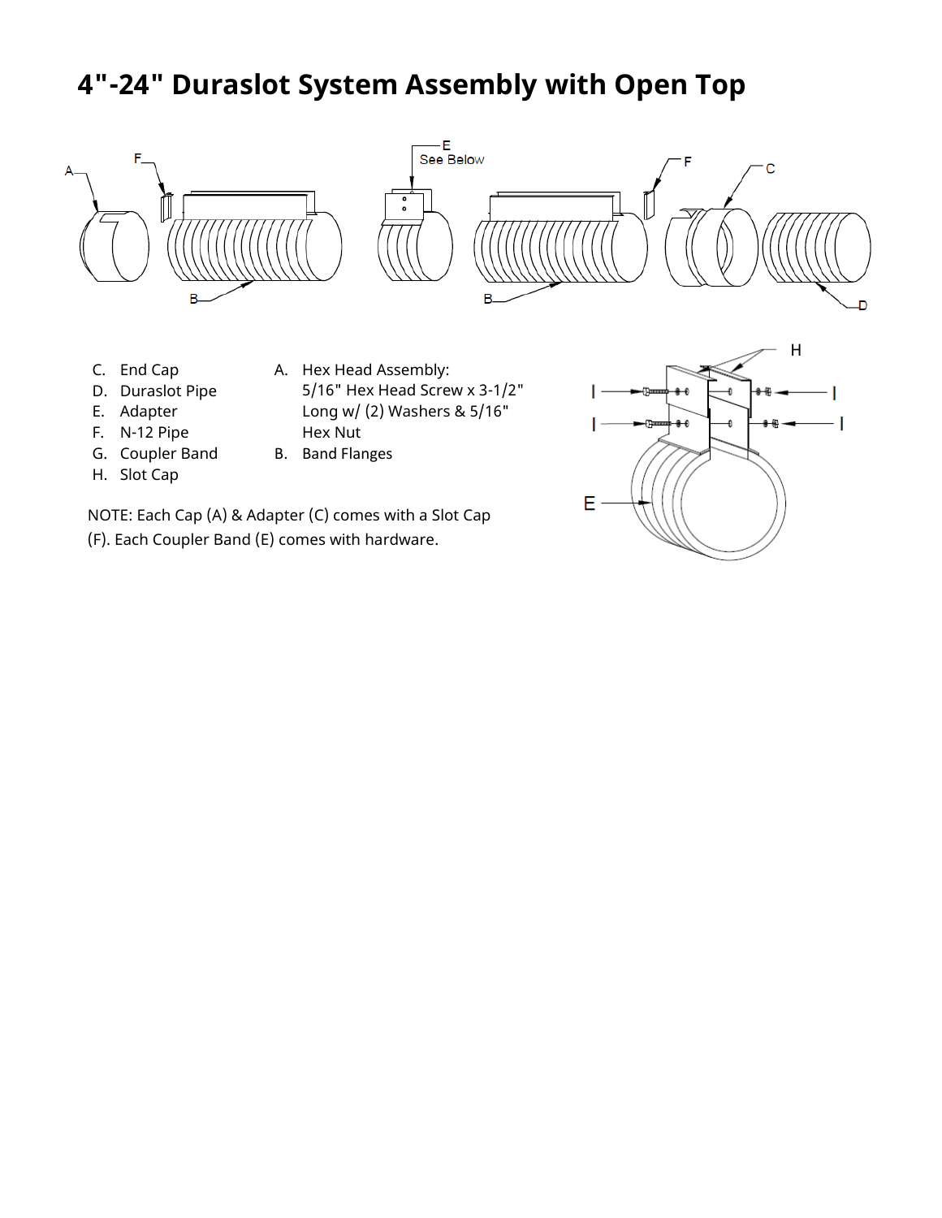# 4"-24" Duraslot System Assembly with Open Top

C. End Cap
D. Duraslot Pipe
E. Adapter
F. N-12 Pipe
G. Coupler Band
H. Slot Cap

A. Hex Head Assembly: 5/16" Hex Head Screw x 3-1/2" Long w/ (2) Washers & 5/16" Hex Nut
B. Band Flanges

NOTE: Each Cap (A) & Adapter (C) comes with a Slot Cap (F). Each Coupler Band (E) comes with hardware.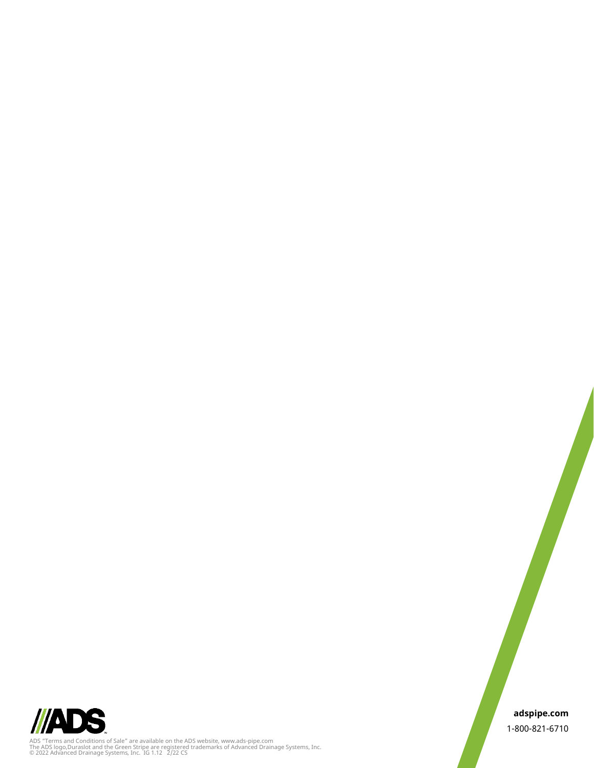adspipe.com

1-800-821-6710

ADS "Terms and Conditions of Sale" are available on the ADS website, www.ads-pipe.com
The ADS logo,Duraslot and the Green Stripe are registered trademarks of Advanced Drainage Systems, Inc.
© 2022 Advanced Drainage Systems, Inc. IG 1.12 2/22 CS